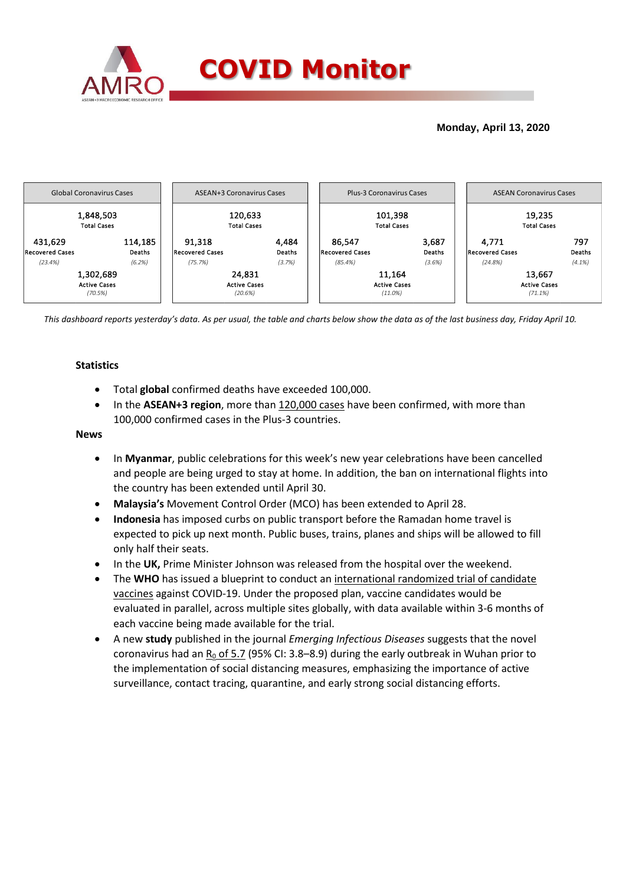# COVID Monitor

**Monday, April 13, 2020**

| Global Coronavirus Cases | ASEAN+3 Coronavirus Cases | Plus-3 Coronavirus Cases | ASEAN Coronavirus Cases |
|---|---|---|---|
| 1,848,503 Total Cases | 120,633 Total Cases | 101,398 Total Cases | 19,235 Total Cases |
| 431,629 Recovered Cases (23.4%) | 91,318 Recovered Cases (75.7%) | 86,547 Recovered Cases (85.4%) | 4,771 Recovered Cases (24.8%) |
| 114,185 Deaths (6.2%) | 4,484 Deaths (3.7%) | 3,687 Deaths (3.6%) | 797 Deaths (4.1%) |
| 1,302,689 Active Cases (70.5%) | 24,831 Active Cases (20.6%) | 11,164 Active Cases (11.0%) | 13,667 Active Cases (71.1%) |

*This dashboard reports yesterday's data. As per usual, the table and charts below show the data as of the last business day, Friday April 10.*

### Statistics

- Total **global** confirmed deaths have exceeded 100,000.
- In the **ASEAN+3 region**, more than 120,000 cases have been confirmed, with more than 100,000 confirmed cases in the Plus-3 countries.

### News

- In **Myanmar**, public celebrations for this week's new year celebrations have been cancelled and people are being urged to stay at home. In addition, the ban on international flights into the country has been extended until April 30.
- **Malaysia's** Movement Control Order (MCO) has been extended to April 28.
- **Indonesia** has imposed curbs on public transport before the Ramadan home travel is expected to pick up next month. Public buses, trains, planes and ships will be allowed to fill only half their seats.
- In the **UK,** Prime Minister Johnson was released from the hospital over the weekend.
- The **WHO** has issued a blueprint to conduct an international randomized trial of candidate vaccines against COVID-19. Under the proposed plan, vaccine candidates would be evaluated in parallel, across multiple sites globally, with data available within 3-6 months of each vaccine being made available for the trial.
- A new **study** published in the journal *Emerging Infectious Diseases* suggests that the novel coronavirus had an $R_0$ of 5.7 (95% CI: 3.8–8.9) during the early outbreak in Wuhan prior to the implementation of social distancing measures, emphasizing the importance of active surveillance, contact tracing, quarantine, and early strong social distancing efforts.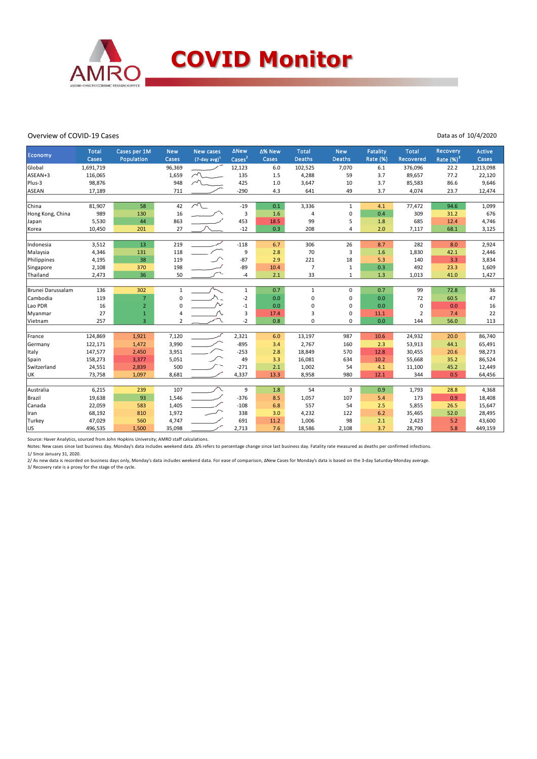# COVID Monitor

Overview of COVID-19 Cases

Data as of 10/4/2020

| Economy | Total Cases | Cases per 1M Population | New Cases | New cases (7-day avg)[1] | ΔNew Cases[2] | Δ% New Cases | Total Deaths | New Deaths | Fatality Rate (%) | Total Recovered | Recovery Rate (%)[3] | Active Cases |
|---|---|---|---|---|---|---|---|---|---|---|---|---|
| Global | 1,691,719 | | 96,369 | | 12,123 | 6.0 | 102,525 | 7,070 | 6.1 | 376,096 | 22.2 | 1,213,098 |
| ASEAN+3 | 116,065 | | 1,659 | | 135 | 1.5 | 4,288 | 59 | 3.7 | 89,657 | 77.2 | 22,120 |
| Plus-3 | 98,876 | | 948 | | 425 | 1.0 | 3,647 | 10 | 3.7 | 85,583 | 86.6 | 9,646 |
| ASEAN | 17,189 | | 711 | | -290 | 4.3 | 641 | 49 | 3.7 | 4,074 | 23.7 | 12,474 |
| | | | | | | | | | | | | |
| China | 81,907 | 58 | 42 | | -19 | 0.1 | 3,336 | 1 | 4.1 | 77,472 | 94.6 | 1,099 |
| Hong Kong, China | 989 | 130 | 16 | | 3 | 1.6 | 4 | 0 | 0.4 | 309 | 31.2 | 676 |
| Japan | 5,530 | 44 | 863 | | 453 | 18.5 | 99 | 5 | 1.8 | 685 | 12.4 | 4,746 |
| Korea | 10,450 | 201 | 27 | | -12 | 0.3 | 208 | 4 | 2.0 | 7,117 | 68.1 | 3,125 |
| | | | | | | | | | | | | |
| Indonesia | 3,512 | 13 | 219 | | -118 | 6.7 | 306 | 26 | 8.7 | 282 | 8.0 | 2,924 |
| Malaysia | 4,346 | 131 | 118 | | 9 | 2.8 | 70 | 3 | 1.6 | 1,830 | 42.1 | 2,446 |
| Philippines | 4,195 | 38 | 119 | | -87 | 2.9 | 221 | 18 | 5.3 | 140 | 3.3 | 3,834 |
| Singapore | 2,108 | 370 | 198 | | -89 | 10.4 | 7 | 1 | 0.3 | 492 | 23.3 | 1,609 |
| Thailand | 2,473 | 36 | 50 | | -4 | 2.1 | 33 | 1 | 1.3 | 1,013 | 41.0 | 1,427 |
| | | | | | | | | | | | | |
| Brunei Darussalam | 136 | 302 | 1 | | 1 | 0.7 | 1 | 0 | 0.7 | 99 | 72.8 | 36 |
| Cambodia | 119 | 7 | 0 | | -2 | 0.0 | 0 | 0 | 0.0 | 72 | 60.5 | 47 |
| Lao PDR | 16 | 2 | 0 | | -1 | 0.0 | 0 | 0 | 0.0 | 0 | 0.0 | 16 |
| Myanmar | 27 | 1 | 4 | | 3 | 17.4 | 3 | 0 | 11.1 | 2 | 7.4 | 22 |
| Vietnam | 257 | 3 | 2 | | -2 | 0.8 | 0 | 0 | 0.0 | 144 | 56.0 | 113 |
| | | | | | | | | | | | | |
| France | 124,869 | 1,921 | 7,120 | | 2,321 | 6.0 | 13,197 | 987 | 10.6 | 24,932 | 20.0 | 86,740 |
| Germany | 122,171 | 1,472 | 3,990 | | -895 | 3.4 | 2,767 | 160 | 2.3 | 53,913 | 44.1 | 65,491 |
| Italy | 147,577 | 2,450 | 3,951 | | -253 | 2.8 | 18,849 | 570 | 12.8 | 30,455 | 20.6 | 98,273 |
| Spain | 158,273 | 3,377 | 5,051 | | 49 | 3.3 | 16,081 | 634 | 10.2 | 55,668 | 35.2 | 86,524 |
| Switzerland | 24,551 | 2,839 | 500 | | -271 | 2.1 | 1,002 | 54 | 4.1 | 11,100 | 45.2 | 12,449 |
| UK | 73,758 | 1,097 | 8,681 | | 4,337 | 13.3 | 8,958 | 980 | 12.1 | 344 | 0.5 | 64,456 |
| | | | | | | | | | | | | |
| Australia | 6,215 | 239 | 107 | | 9 | 1.8 | 54 | 3 | 0.9 | 1,793 | 28.8 | 4,368 |
| Brazil | 19,638 | 93 | 1,546 | | -376 | 8.5 | 1,057 | 107 | 5.4 | 173 | 0.9 | 18,408 |
| Canada | 22,059 | 583 | 1,405 | | -108 | 6.8 | 557 | 54 | 2.5 | 5,855 | 26.5 | 15,647 |
| Iran | 68,192 | 810 | 1,972 | | 338 | 3.0 | 4,232 | 122 | 6.2 | 35,465 | 52.0 | 28,495 |
| Turkey | 47,029 | 560 | 4,747 | | 691 | 11.2 | 1,006 | 98 | 2.1 | 2,423 | 5.2 | 43,600 |
| US | 496,535 | 1,500 | 35,098 | | 2,713 | 7.6 | 18,586 | 2,108 | 3.7 | 28,790 | 5.8 | 449,159 |

Source: Haver Analytics, sourced from John Hopkins University; AMRO staff calculations.

Notes: New cases since last business day. Monday's data includes weekend data. Δ% refers to percentage change since last business day. Fatality rate measured as deaths per confirmed infections.

1/ Since January 31, 2020.

2/ As new data is recorded on business days only, Monday's data includes weekend data. For ease of comparison, ΔNew Cases for Monday's data is based on the 3-day Saturday-Monday average.

3/ Recovery rate is a proxy for the stage of the cycle.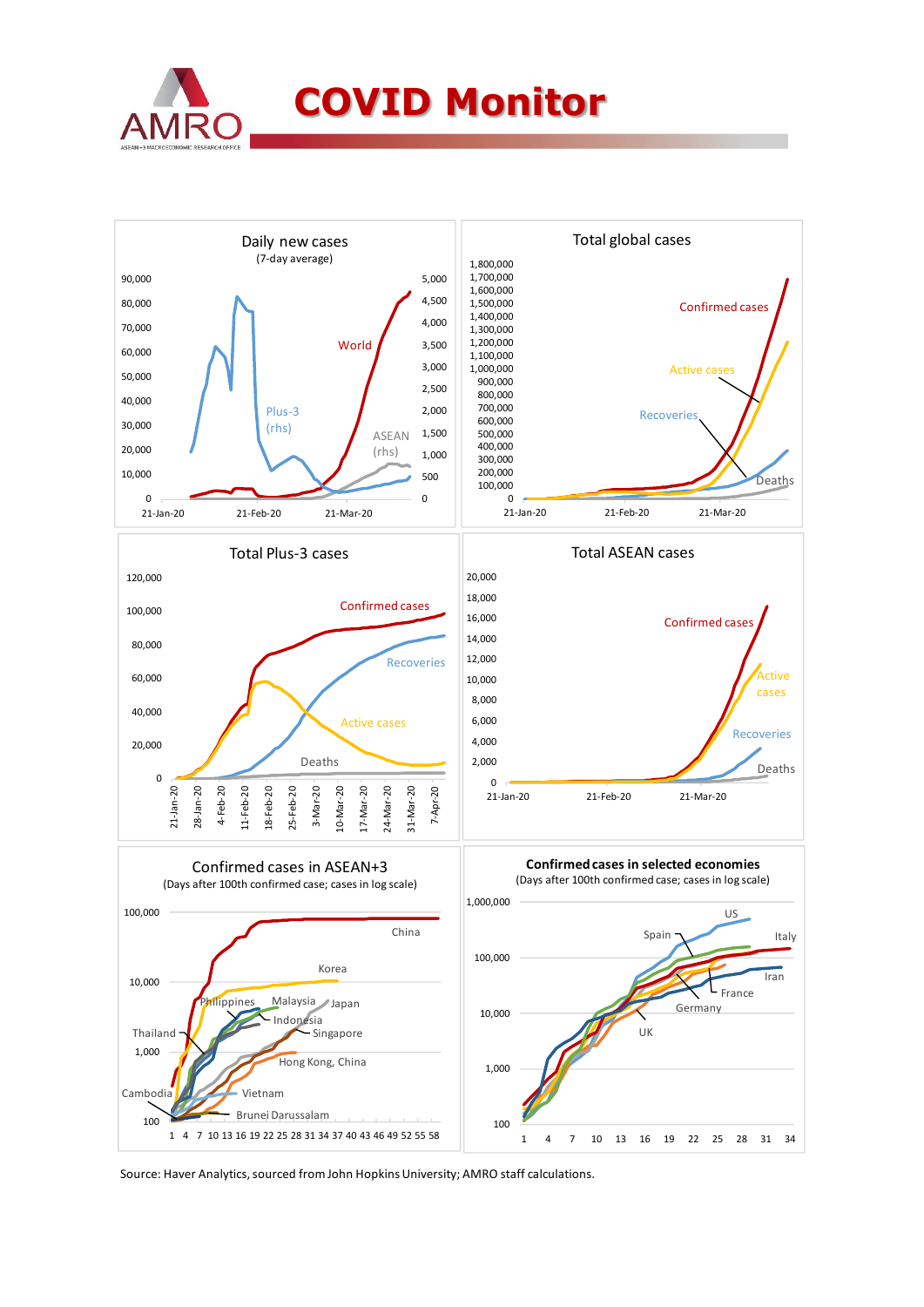# COVID Monitor

Daily new cases
(7-day average)

90,000
80,000
70,000
60,000
50,000
40,000
30,000
20,000
10,000
0

5,000
4,500
4,000
3,500
3,000
2,500
2,000
1,500
1,000
500
0

World
Plus-3 (rhs)
ASEAN (rhs)

21-Jan-20 21-Feb-20 21-Mar-20

Total global cases

1,800,000
1,700,000
1,600,000
1,500,000
1,400,000
1,300,000
1,200,000
1,100,000
1,000,000
900,000
800,000
700,000
600,000
500,000
400,000
300,000
200,000
100,000
0

Confirmed cases
Active cases
Recoveries
Deaths

21-Jan-20 21-Feb-20 21-Mar-20

Total Plus-3 cases

120,000
100,000
80,000
60,000
40,000
20,000
0

Confirmed cases
Recoveries
Active cases
Deaths

21-Jan-20 28-Jan-20 4-Feb-20 11-Feb-20 18-Feb-20 25-Feb-20 3-Mar-20 10-Mar-20 17-Mar-20 24-Mar-20 31-Mar-20 7-Apr-20

Total ASEAN cases

20,000
18,000
16,000
14,000
12,000
10,000
8,000
6,000
4,000
2,000
0

Confirmed cases
Active cases
Recoveries
Deaths

21-Jan-20 21-Feb-20 21-Mar-20

Confirmed cases in ASEAN+3
(Days after 100th confirmed case; cases in log scale)

100,000
10,000
1,000
100

China
Korea
Philippines
Malaysia
Japan
Indonesia
Thailand
Singapore
Hong Kong, China
Cambodia
Vietnam
Brunei Darussalam

1 4 7 10 13 16 19 22 25 28 31 34 37 40 43 46 49 52 55 58

**Confirmed cases in selected economies**
(Days after 100th confirmed case; cases in log scale)

1,000,000
100,000
10,000
1,000
100

US
Spain
Italy
Iran
France
Germany
UK

1 4 7 10 13 16 19 22 25 28 31 34

Source: Haver Analytics, sourced from John Hopkins University; AMRO staff calculations.